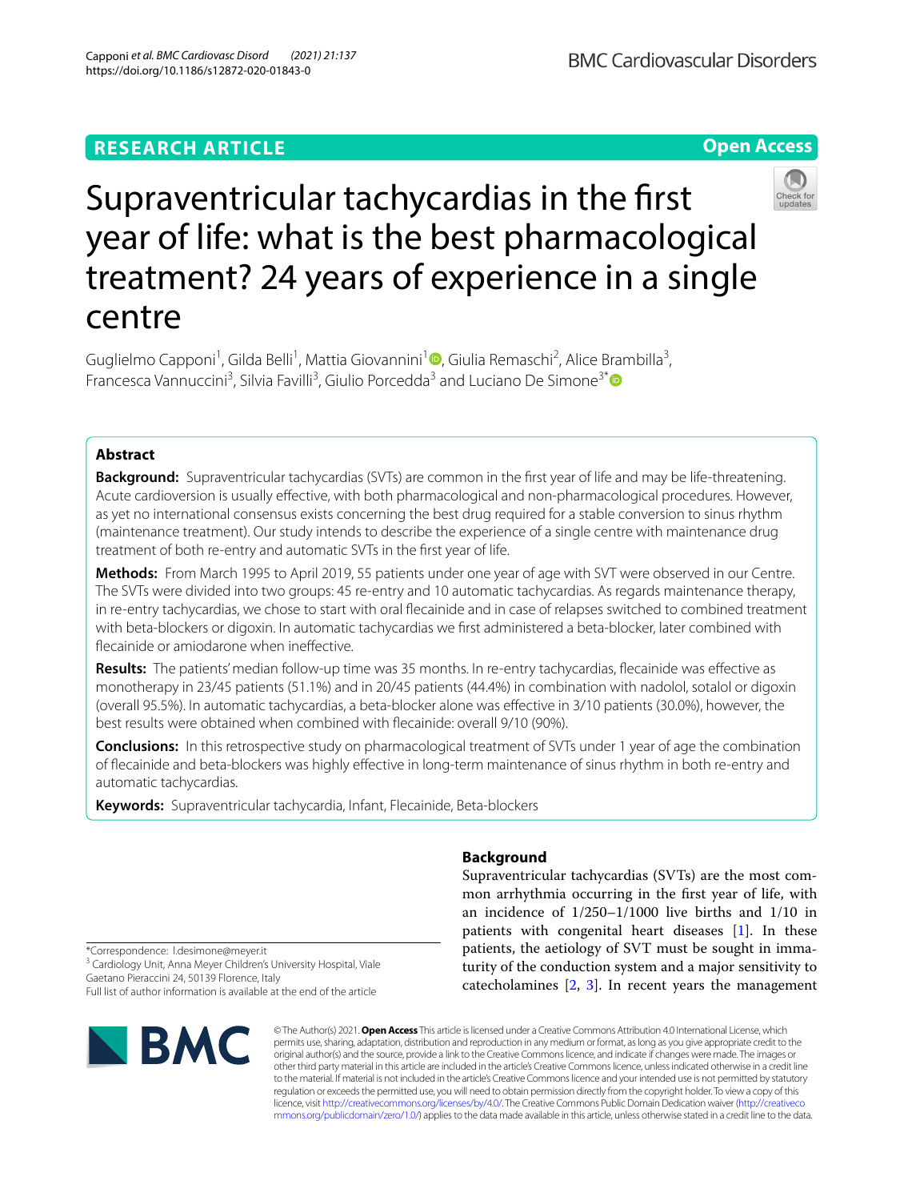RESEARCH ARTICLE

Open Access

# Supraventricular tachycardias in the first year of life: what is the best pharmacological treatment? 24 years of experience in a single centre

Guglielmo Capponi[1], Gilda Belli[1], Mattia Giovannini[1], Giulia Remaschi[2], Alice Brambilla[3], Francesca Vannuccini[3], Silvia Favilli[3], Giulio Porcedda[3] and Luciano De Simone[3*]

## Abstract

**Background:** Supraventricular tachycardias (SVTs) are common in the first year of life and may be life-threatening. Acute cardioversion is usually effective, with both pharmacological and non-pharmacological procedures. However, as yet no international consensus exists concerning the best drug required for a stable conversion to sinus rhythm (maintenance treatment). Our study intends to describe the experience of a single centre with maintenance drug treatment of both re-entry and automatic SVTs in the first year of life.

**Methods:** From March 1995 to April 2019, 55 patients under one year of age with SVT were observed in our Centre. The SVTs were divided into two groups: 45 re-entry and 10 automatic tachycardias. As regards maintenance therapy, in re-entry tachycardias, we chose to start with oral flecainide and in case of relapses switched to combined treatment with beta-blockers or digoxin. In automatic tachycardias we first administered a beta-blocker, later combined with flecainide or amiodarone when ineffective.

**Results:** The patients' median follow-up time was 35 months. In re-entry tachycardias, flecainide was effective as monotherapy in 23/45 patients (51.1%) and in 20/45 patients (44.4%) in combination with nadolol, sotalol or digoxin (overall 95.5%). In automatic tachycardias, a beta-blocker alone was effective in 3/10 patients (30.0%), however, the best results were obtained when combined with flecainide: overall 9/10 (90%).

**Conclusions:** In this retrospective study on pharmacological treatment of SVTs under 1 year of age the combination of flecainide and beta-blockers was highly effective in long-term maintenance of sinus rhythm in both re-entry and automatic tachycardias.

**Keywords:** Supraventricular tachycardia, Infant, Flecainide, Beta-blockers

*Correspondence: l.desimone@meyer.it
[3] Cardiology Unit, Anna Meyer Children's University Hospital, Viale Gaetano Pieraccini 24, 50139 Florence, Italy
Full list of author information is available at the end of the article

## Background

Supraventricular tachycardias (SVTs) are the most common arrhythmia occurring in the first year of life, with an incidence of 1/250–1/1000 live births and 1/10 in patients with congenital heart diseases [1]. In these patients, the aetiology of SVT must be sought in immaturity of the conduction system and a major sensitivity to catecholamines [2, 3]. In recent years the management

© The Author(s) 2021. **Open Access** This article is licensed under a Creative Commons Attribution 4.0 International License, which permits use, sharing, adaptation, distribution and reproduction in any medium or format, as long as you give appropriate credit to the original author(s) and the source, provide a link to the Creative Commons licence, and indicate if changes were made. The images or other third party material in this article are included in the article's Creative Commons licence, unless indicated otherwise in a credit line to the material. If material is not included in the article's Creative Commons licence and your intended use is not permitted by statutory regulation or exceeds the permitted use, you will need to obtain permission directly from the copyright holder. To view a copy of this licence, visit http://creativecommons.org/licenses/by/4.0/. The Creative Commons Public Domain Dedication waiver (http://creativecommons.org/publicdomain/zero/1.0/) applies to the data made available in this article, unless otherwise stated in a credit line to the data.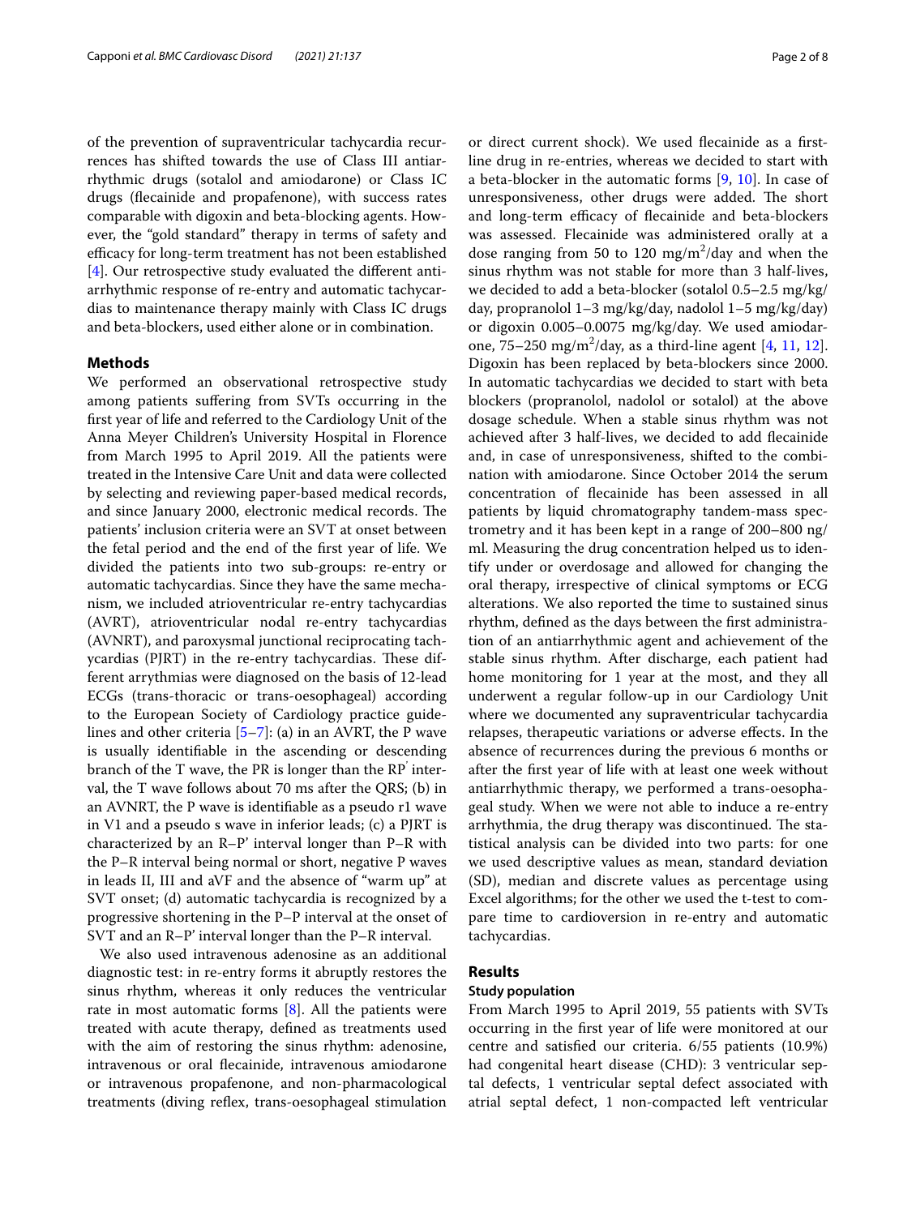of the prevention of supraventricular tachycardia recurrences has shifted towards the use of Class III antiarrhythmic drugs (sotalol and amiodarone) or Class IC drugs (flecainide and propafenone), with success rates comparable with digoxin and beta-blocking agents. However, the "gold standard" therapy in terms of safety and efficacy for long-term treatment has not been established [4]. Our retrospective study evaluated the different antiarrhythmic response of re-entry and automatic tachycardias to maintenance therapy mainly with Class IC drugs and beta-blockers, used either alone or in combination.

## Methods

We performed an observational retrospective study among patients suffering from SVTs occurring in the first year of life and referred to the Cardiology Unit of the Anna Meyer Children's University Hospital in Florence from March 1995 to April 2019. All the patients were treated in the Intensive Care Unit and data were collected by selecting and reviewing paper-based medical records, and since January 2000, electronic medical records. The patients' inclusion criteria were an SVT at onset between the fetal period and the end of the first year of life. We divided the patients into two sub-groups: re-entry or automatic tachycardias. Since they have the same mechanism, we included atrioventricular re-entry tachycardias (AVRT), atrioventricular nodal re-entry tachycardias (AVNRT), and paroxysmal junctional reciprocating tachycardias (PJRT) in the re-entry tachycardias. These different arrythmias were diagnosed on the basis of 12-lead ECGs (trans-thoracic or trans-oesophageal) according to the European Society of Cardiology practice guidelines and other criteria [5–7]: (a) in an AVRT, the P wave is usually identifiable in the ascending or descending branch of the T wave, the PR is longer than the RP' interval, the T wave follows about 70 ms after the QRS; (b) in an AVNRT, the P wave is identifiable as a pseudo r1 wave in V1 and a pseudo s wave in inferior leads; (c) a PJRT is characterized by an R–P' interval longer than P–R with the P–R interval being normal or short, negative P waves in leads II, III and aVF and the absence of "warm up" at SVT onset; (d) automatic tachycardia is recognized by a progressive shortening in the P–P interval at the onset of SVT and an R–P' interval longer than the P–R interval.

We also used intravenous adenosine as an additional diagnostic test: in re-entry forms it abruptly restores the sinus rhythm, whereas it only reduces the ventricular rate in most automatic forms [8]. All the patients were treated with acute therapy, defined as treatments used with the aim of restoring the sinus rhythm: adenosine, intravenous or oral flecainide, intravenous amiodarone or intravenous propafenone, and non-pharmacological treatments (diving reflex, trans-oesophageal stimulation or direct current shock). We used flecainide as a first-line drug in re-entries, whereas we decided to start with a beta-blocker in the automatic forms [9, 10]. In case of unresponsiveness, other drugs were added. The short and long-term efficacy of flecainide and beta-blockers was assessed. Flecainide was administered orally at a dose ranging from 50 to 120 mg/m$^2$/day and when the sinus rhythm was not stable for more than 3 half-lives, we decided to add a beta-blocker (sotalol 0.5–2.5 mg/kg/day, propranolol 1–3 mg/kg/day, nadolol 1–5 mg/kg/day) or digoxin 0.005–0.0075 mg/kg/day. We used amiodarone, 75–250 mg/m$^2$/day, as a third-line agent [4, 11, 12]. Digoxin has been replaced by beta-blockers since 2000. In automatic tachycardias we decided to start with beta blockers (propranolol, nadolol or sotalol) at the above dosage schedule. When a stable sinus rhythm was not achieved after 3 half-lives, we decided to add flecainide and, in case of unresponsiveness, shifted to the combination with amiodarone. Since October 2014 the serum concentration of flecainide has been assessed in all patients by liquid chromatography tandem-mass spectrometry and it has been kept in a range of 200–800 ng/ml. Measuring the drug concentration helped us to identify under or overdosage and allowed for changing the oral therapy, irrespective of clinical symptoms or ECG alterations. We also reported the time to sustained sinus rhythm, defined as the days between the first administration of an antiarrhythmic agent and achievement of the stable sinus rhythm. After discharge, each patient had home monitoring for 1 year at the most, and they all underwent a regular follow-up in our Cardiology Unit where we documented any supraventricular tachycardia relapses, therapeutic variations or adverse effects. In the absence of recurrences during the previous 6 months or after the first year of life with at least one week without antiarrhythmic therapy, we performed a trans-oesophageal study. When we were not able to induce a re-entry arrhythmia, the drug therapy was discontinued. The statistical analysis can be divided into two parts: for one we used descriptive values as mean, standard deviation (SD), median and discrete values as percentage using Excel algorithms; for the other we used the t-test to compare time to cardioversion in re-entry and automatic tachycardias.

## Results

### Study population

From March 1995 to April 2019, 55 patients with SVTs occurring in the first year of life were monitored at our centre and satisfied our criteria. 6/55 patients (10.9%) had congenital heart disease (CHD): 3 ventricular septal defects, 1 ventricular septal defect associated with atrial septal defect, 1 non-compacted left ventricular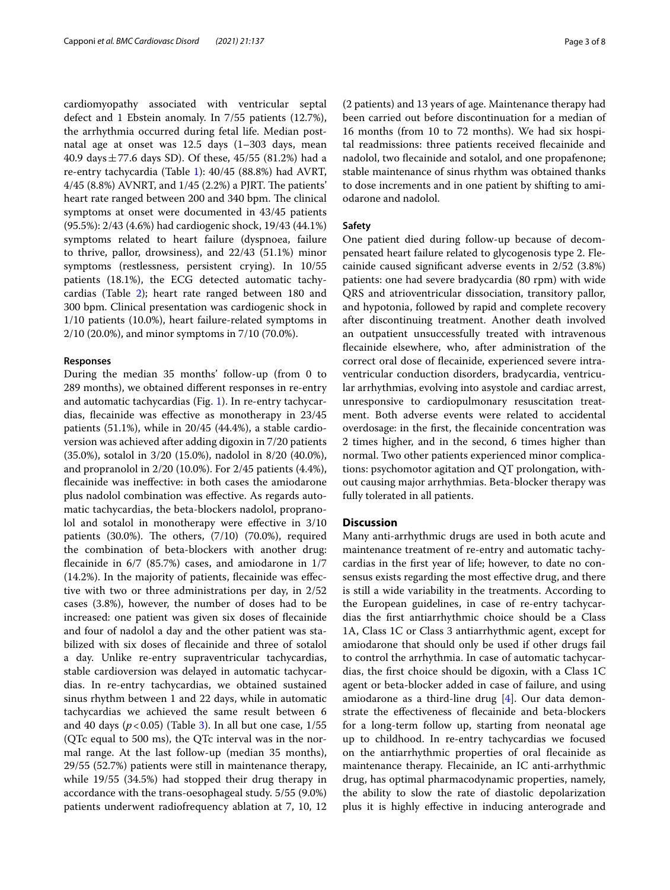cardiomyopathy associated with ventricular septal defect and 1 Ebstein anomaly. In 7/55 patients (12.7%), the arrhythmia occurred during fetal life. Median postnatal age at onset was 12.5 days (1–303 days, mean 40.9 days ± 77.6 days SD). Of these, 45/55 (81.2%) had a re-entry tachycardia (Table 1): 40/45 (88.8%) had AVRT, 4/45 (8.8%) AVNRT, and 1/45 (2.2%) a PJRT. The patients' heart rate ranged between 200 and 340 bpm. The clinical symptoms at onset were documented in 43/45 patients (95.5%): 2/43 (4.6%) had cardiogenic shock, 19/43 (44.1%) symptoms related to heart failure (dyspnoea, failure to thrive, pallor, drowsiness), and 22/43 (51.1%) minor symptoms (restlessness, persistent crying). In 10/55 patients (18.1%), the ECG detected automatic tachycardias (Table 2); heart rate ranged between 180 and 300 bpm. Clinical presentation was cardiogenic shock in 1/10 patients (10.0%), heart failure-related symptoms in 2/10 (20.0%), and minor symptoms in 7/10 (70.0%).

### Responses

During the median 35 months' follow-up (from 0 to 289 months), we obtained different responses in re-entry and automatic tachycardias (Fig. 1). In re-entry tachycardias, flecainide was effective as monotherapy in 23/45 patients (51.1%), while in 20/45 (44.4%), a stable cardioversion was achieved after adding digoxin in 7/20 patients (35.0%), sotalol in 3/20 (15.0%), nadolol in 8/20 (40.0%), and propranolol in 2/20 (10.0%). For 2/45 patients (4.4%), flecainide was ineffective: in both cases the amiodarone plus nadolol combination was effective. As regards automatic tachycardias, the beta-blockers nadolol, propranolol and sotalol in monotherapy were effective in 3/10 patients (30.0%). The others, (7/10) (70.0%), required the combination of beta-blockers with another drug: flecainide in 6/7 (85.7%) cases, and amiodarone in 1/7 (14.2%). In the majority of patients, flecainide was effective with two or three administrations per day, in 2/52 cases (3.8%), however, the number of doses had to be increased: one patient was given six doses of flecainide and four of nadolol a day and the other patient was stabilized with six doses of flecainide and three of sotalol a day. Unlike re-entry supraventricular tachycardias, stable cardioversion was delayed in automatic tachycardias. In re-entry tachycardias, we obtained sustained sinus rhythm between 1 and 22 days, while in automatic tachycardias we achieved the same result between 6 and 40 days ($p < 0.05$) (Table 3). In all but one case, 1/55 (QTc equal to 500 ms), the QTc interval was in the normal range. At the last follow-up (median 35 months), 29/55 (52.7%) patients were still in maintenance therapy, while 19/55 (34.5%) had stopped their drug therapy in accordance with the trans-oesophageal study. 5/55 (9.0%) patients underwent radiofrequency ablation at 7, 10, 12 (2 patients) and 13 years of age. Maintenance therapy had been carried out before discontinuation for a median of 16 months (from 10 to 72 months). We had six hospital readmissions: three patients received flecainide and nadolol, two flecainide and sotalol, and one propafenone; stable maintenance of sinus rhythm was obtained thanks to dose increments and in one patient by shifting to amiodarone and nadolol.

### Safety

One patient died during follow-up because of decompensated heart failure related to glycogenosis type 2. Flecainide caused significant adverse events in 2/52 (3.8%) patients: one had severe bradycardia (80 rpm) with wide QRS and atrioventricular dissociation, transitory pallor, and hypotonia, followed by rapid and complete recovery after discontinuing treatment. Another death involved an outpatient unsuccessfully treated with intravenous flecainide elsewhere, who, after administration of the correct oral dose of flecainide, experienced severe intraventricular conduction disorders, bradycardia, ventricular arrhythmias, evolving into asystole and cardiac arrest, unresponsive to cardiopulmonary resuscitation treatment. Both adverse events were related to accidental overdosage: in the first, the flecainide concentration was 2 times higher, and in the second, 6 times higher than normal. Two other patients experienced minor complications: psychomotor agitation and QT prolongation, without causing major arrhythmias. Beta-blocker therapy was fully tolerated in all patients.

## Discussion

Many anti-arrhythmic drugs are used in both acute and maintenance treatment of re-entry and automatic tachycardias in the first year of life; however, to date no consensus exists regarding the most effective drug, and there is still a wide variability in the treatments. According to the European guidelines, in case of re-entry tachycardias the first antiarrhythmic choice should be a Class 1A, Class 1C or Class 3 antiarrhythmic agent, except for amiodarone that should only be used if other drugs fail to control the arrhythmia. In case of automatic tachycardias, the first choice should be digoxin, with a Class 1C agent or beta-blocker added in case of failure, and using amiodarone as a third-line drug [4]. Our data demonstrate the effectiveness of flecainide and beta-blockers for a long-term follow up, starting from neonatal age up to childhood. In re-entry tachycardias we focused on the antiarrhythmic properties of oral flecainide as maintenance therapy. Flecainide, an IC anti-arrhythmic drug, has optimal pharmacodynamic properties, namely, the ability to slow the rate of diastolic depolarization plus it is highly effective in inducing anterograde and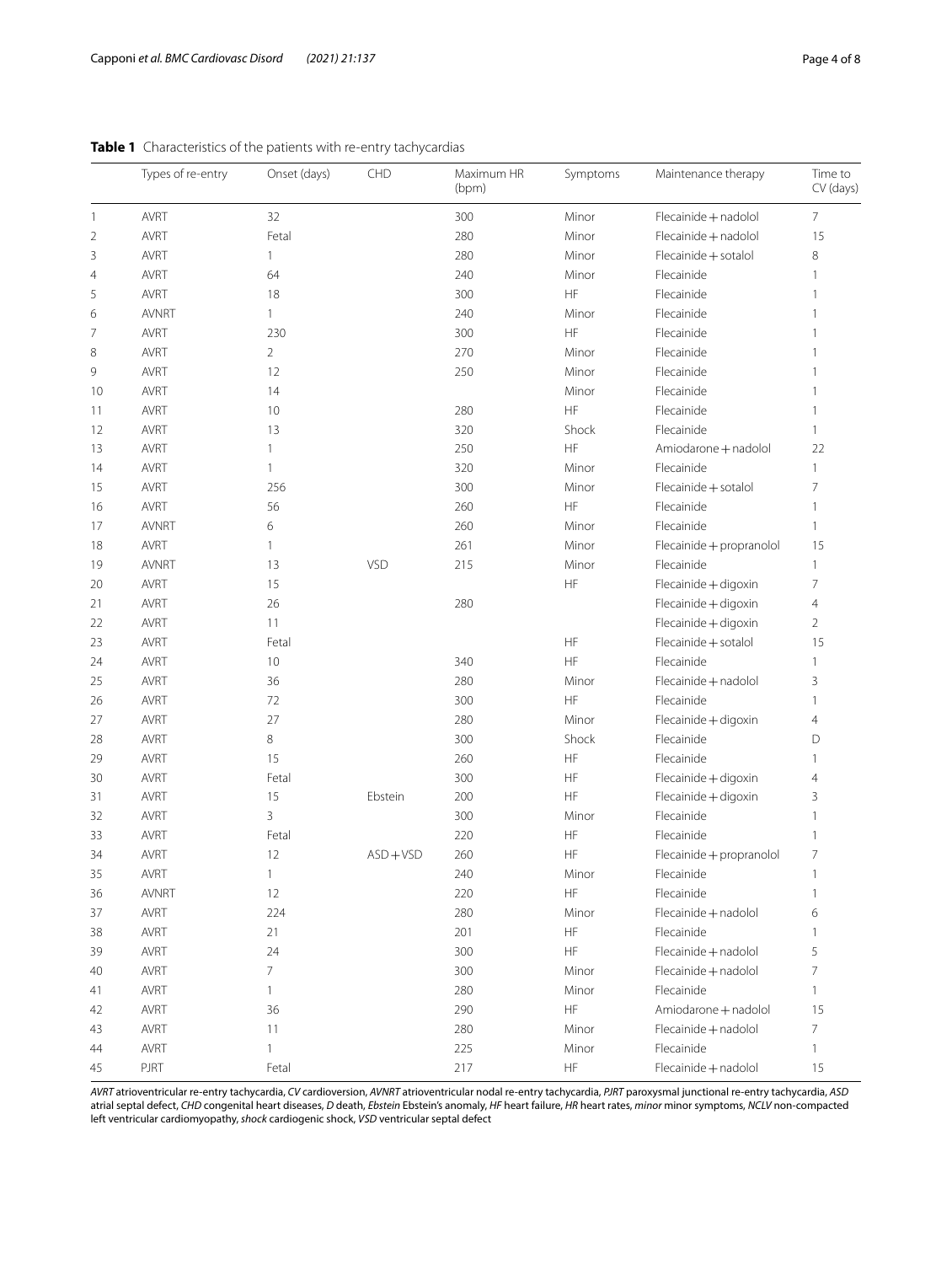**Table 1** Characteristics of the patients with re-entry tachycardias

| | Types of re-entry | Onset (days) | CHD | Maximum HR (bpm) | Symptoms | Maintenance therapy | Time to CV (days) |
|---|---|---|---|---|---|---|---|
| 1 | AVRT | 32 | | 300 | Minor | Flecainide + nadolol | 7 |
| 2 | AVRT | Fetal | | 280 | Minor | Flecainide + nadolol | 15 |
| 3 | AVRT | 1 | | 280 | Minor | Flecainide + sotalol | 8 |
| 4 | AVRT | 64 | | 240 | Minor | Flecainide | 1 |
| 5 | AVRT | 18 | | 300 | HF | Flecainide | 1 |
| 6 | AVNRT | 1 | | 240 | Minor | Flecainide | 1 |
| 7 | AVRT | 230 | | 300 | HF | Flecainide | 1 |
| 8 | AVRT | 2 | | 270 | Minor | Flecainide | 1 |
| 9 | AVRT | 12 | | 250 | Minor | Flecainide | 1 |
| 10 | AVRT | 14 | | | Minor | Flecainide | 1 |
| 11 | AVRT | 10 | | 280 | HF | Flecainide | 1 |
| 12 | AVRT | 13 | | 320 | Shock | Flecainide | 1 |
| 13 | AVRT | 1 | | 250 | HF | Amiodarone + nadolol | 22 |
| 14 | AVRT | 1 | | 320 | Minor | Flecainide | 1 |
| 15 | AVRT | 256 | | 300 | Minor | Flecainide + sotalol | 7 |
| 16 | AVRT | 56 | | 260 | HF | Flecainide | 1 |
| 17 | AVNRT | 6 | | 260 | Minor | Flecainide | 1 |
| 18 | AVRT | 1 | | 261 | Minor | Flecainide + propranolol | 15 |
| 19 | AVNRT | 13 | VSD | 215 | Minor | Flecainide | 1 |
| 20 | AVRT | 15 | | | HF | Flecainide + digoxin | 7 |
| 21 | AVRT | 26 | | 280 | | Flecainide + digoxin | 4 |
| 22 | AVRT | 11 | | | | Flecainide + digoxin | 2 |
| 23 | AVRT | Fetal | | | HF | Flecainide + sotalol | 15 |
| 24 | AVRT | 10 | | 340 | HF | Flecainide | 1 |
| 25 | AVRT | 36 | | 280 | Minor | Flecainide + nadolol | 3 |
| 26 | AVRT | 72 | | 300 | HF | Flecainide | 1 |
| 27 | AVRT | 27 | | 280 | Minor | Flecainide + digoxin | 4 |
| 28 | AVRT | 8 | | 300 | Shock | Flecainide | D |
| 29 | AVRT | 15 | | 260 | HF | Flecainide | 1 |
| 30 | AVRT | Fetal | | 300 | HF | Flecainide + digoxin | 4 |
| 31 | AVRT | 15 | Ebstein | 200 | HF | Flecainide + digoxin | 3 |
| 32 | AVRT | 3 | | 300 | Minor | Flecainide | 1 |
| 33 | AVRT | Fetal | | 220 | HF | Flecainide | 1 |
| 34 | AVRT | 12 | ASD + VSD | 260 | HF | Flecainide + propranolol | 7 |
| 35 | AVRT | 1 | | 240 | Minor | Flecainide | 1 |
| 36 | AVNRT | 12 | | 220 | HF | Flecainide | 1 |
| 37 | AVRT | 224 | | 280 | Minor | Flecainide + nadolol | 6 |
| 38 | AVRT | 21 | | 201 | HF | Flecainide | 1 |
| 39 | AVRT | 24 | | 300 | HF | Flecainide + nadolol | 5 |
| 40 | AVRT | 7 | | 300 | Minor | Flecainide + nadolol | 7 |
| 41 | AVRT | 1 | | 280 | Minor | Flecainide | 1 |
| 42 | AVRT | 36 | | 290 | HF | Amiodarone + nadolol | 15 |
| 43 | AVRT | 11 | | 280 | Minor | Flecainide + nadolol | 7 |
| 44 | AVRT | 1 | | 225 | Minor | Flecainide | 1 |
| 45 | PJRT | Fetal | | 217 | HF | Flecainide + nadolol | 15 |

*AVRT* atrioventricular re-entry tachycardia, *CV* cardioversion, *AVNRT* atrioventricular nodal re-entry tachycardia, *PJRT* paroxysmal junctional re-entry tachycardia, *ASD* atrial septal defect, *CHD* congenital heart diseases, *D* death, *Ebstein* Ebstein's anomaly, *HF* heart failure, *HR* heart rates, *minor* minor symptoms, *NCLV* non-compacted left ventricular cardiomyopathy, *shock* cardiogenic shock, *VSD* ventricular septal defect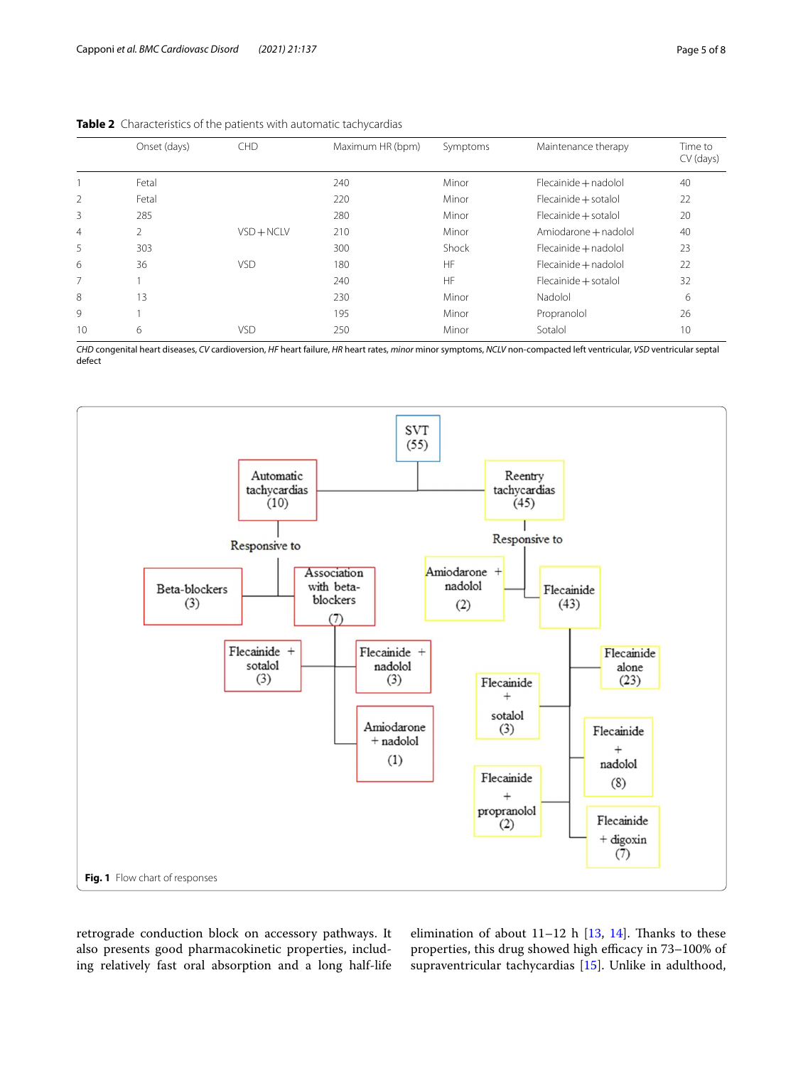**Table 2** Characteristics of the patients with automatic tachycardias

| | Onset (days) | CHD | Maximum HR (bpm) | Symptoms | Maintenance therapy | Time to CV (days) |
|---|---|---|---|---|---|---|
| 1 | Fetal | | 240 | Minor | Flecainide + nadolol | 40 |
| 2 | Fetal | | 220 | Minor | Flecainide + sotalol | 22 |
| 3 | 285 | | 280 | Minor | Flecainide + sotalol | 20 |
| 4 | 2 | VSD + NCLV | 210 | Minor | Amiodarone + nadolol | 40 |
| 5 | 303 | | 300 | Shock | Flecainide + nadolol | 23 |
| 6 | 36 | VSD | 180 | HF | Flecainide + nadolol | 22 |
| 7 | 1 | | 240 | HF | Flecainide + sotalol | 32 |
| 8 | 13 | | 230 | Minor | Nadolol | 6 |
| 9 | 1 | | 195 | Minor | Propranolol | 26 |
| 10 | 6 | VSD | 250 | Minor | Sotalol | 10 |

*CHD* congenital heart diseases, *CV* cardioversion, *HF* heart failure, *HR* heart rates, *minor* minor symptoms, *NCLV* non-compacted left ventricular, *VSD* ventricular septal defect

SVT (55)

- Automatic tachycardias (10) — Responsive to:
  - Beta-blockers (3)
  - Association with beta-blockers (7)
    - Flecainide + sotalol (3)
    - Flecainide + nadolol (3)
    - Amiodarone + nadolol (1)
- Reentry tachycardias (45) — Responsive to:
  - Amiodarone + nadolol (2)
  - Flecainide (43)
    - Flecainide alone (23)
    - Flecainide + sotalol (3)
    - Flecainide + nadolol (8)
    - Flecainide + propranolol (2)
    - Flecainide + digoxin (7)

**Fig. 1** Flow chart of responses

retrograde conduction block on accessory pathways. It also presents good pharmacokinetic properties, including relatively fast oral absorption and a long half-life elimination of about 11–12 h [13, 14]. Thanks to these properties, this drug showed high efficacy in 73–100% of supraventricular tachycardias [15]. Unlike in adulthood,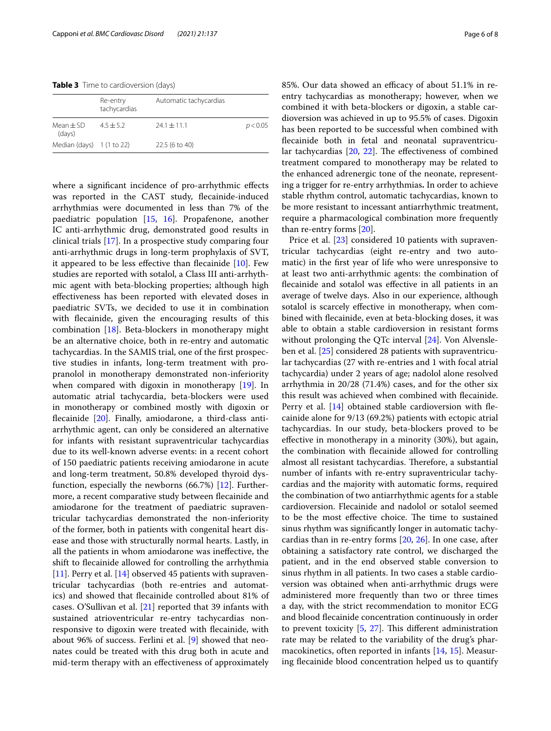**Table 3** Time to cardioversion (days)

| | Re-entry tachycardias | Automatic tachycardias | |
|---|---|---|---|
| Mean ± SD (days) | 4.5 ± 5.2 | 24.1 ± 11.1 | $p < 0.05$ |
| Median (days) | 1 (1 to 22) | 22.5 (6 to 40) | |

where a significant incidence of pro-arrhythmic effects was reported in the CAST study, flecainide-induced arrhythmias were documented in less than 7% of the paediatric population [15, 16]. Propafenone, another IC anti-arrhythmic drug, demonstrated good results in clinical trials [17]. In a prospective study comparing four anti-arrhythmic drugs in long-term prophylaxis of SVT, it appeared to be less effective than flecainide [10]. Few studies are reported with sotalol, a Class III anti-arrhythmic agent with beta-blocking properties; although high effectiveness has been reported with elevated doses in paediatric SVTs, we decided to use it in combination with flecainide, given the encouraging results of this combination [18]. Beta-blockers in monotherapy might be an alternative choice, both in re-entry and automatic tachycardias. In the SAMIS trial, one of the first prospective studies in infants, long-term treatment with propranolol in monotherapy demonstrated non-inferiority when compared with digoxin in monotherapy [19]. In automatic atrial tachycardia, beta-blockers were used in monotherapy or combined mostly with digoxin or flecainide [20]. Finally, amiodarone, a third-class anti-arrhythmic agent, can only be considered an alternative for infants with resistant supraventricular tachycardias due to its well-known adverse events: in a recent cohort of 150 paediatric patients receiving amiodarone in acute and long-term treatment, 50.8% developed thyroid dysfunction, especially the newborns (66.7%) [12]. Furthermore, a recent comparative study between flecainide and amiodarone for the treatment of paediatric supraventricular tachycardias demonstrated the non-inferiority of the former, both in patients with congenital heart disease and those with structurally normal hearts. Lastly, in all the patients in whom amiodarone was ineffective, the shift to flecainide allowed for controlling the arrhythmia [11]. Perry et al. [14] observed 45 patients with supraventricular tachycardias (both re-entries and automatics) and showed that flecainide controlled about 81% of cases. O'Sullivan et al. [21] reported that 39 infants with sustained atrioventricular re-entry tachycardias non-responsive to digoxin were treated with flecainide, with about 96% of success. Ferlini et al. [9] showed that neonates could be treated with this drug both in acute and mid-term therapy with an effectiveness of approximately 85%. Our data showed an efficacy of about 51.1% in re-entry tachycardias as monotherapy; however, when we combined it with beta-blockers or digoxin, a stable cardioversion was achieved in up to 95.5% of cases. Digoxin has been reported to be successful when combined with flecainide both in fetal and neonatal supraventricular tachycardias [20, 22]. The effectiveness of combined treatment compared to monotherapy may be related to the enhanced adrenergic tone of the neonate, representing a trigger for re-entry arrhythmias**.** In order to achieve stable rhythm control, automatic tachycardias, known to be more resistant to incessant antiarrhythmic treatment, require a pharmacological combination more frequently than re-entry forms [20].

Price et al. [23] considered 10 patients with supraventricular tachycardias (eight re-entry and two automatic) in the first year of life who were unresponsive to at least two anti-arrhythmic agents: the combination of flecainide and sotalol was effective in all patients in an average of twelve days. Also in our experience, although sotalol is scarcely effective in monotherapy, when combined with flecainide, even at beta-blocking doses, it was able to obtain a stable cardioversion in resistant forms without prolonging the QTc interval [24]. Von Alvensleben et al. [25] considered 28 patients with supraventricular tachycardias (27 with re-entries and 1 with focal atrial tachycardia) under 2 years of age; nadolol alone resolved arrhythmia in 20/28 (71.4%) cases, and for the other six this result was achieved when combined with flecainide. Perry et al. [14] obtained stable cardioversion with flecainide alone for 9/13 (69.2%) patients with ectopic atrial tachycardias. In our study, beta-blockers proved to be effective in monotherapy in a minority (30%), but again, the combination with flecainide allowed for controlling almost all resistant tachycardias. Therefore, a substantial number of infants with re-entry supraventricular tachycardias and the majority with automatic forms, required the combination of two antiarrhythmic agents for a stable cardioversion. Flecainide and nadolol or sotalol seemed to be the most effective choice. The time to sustained sinus rhythm was significantly longer in automatic tachycardias than in re-entry forms [20, 26]. In one case, after obtaining a satisfactory rate control, we discharged the patient, and in the end observed stable conversion to sinus rhythm in all patients. In two cases a stable cardioversion was obtained when anti-arrhythmic drugs were administered more frequently than two or three times a day, with the strict recommendation to monitor ECG and blood flecainide concentration continuously in order to prevent toxicity [5, 27]. This different administration rate may be related to the variability of the drug's pharmacokinetics, often reported in infants [14, 15]. Measuring flecainide blood concentration helped us to quantify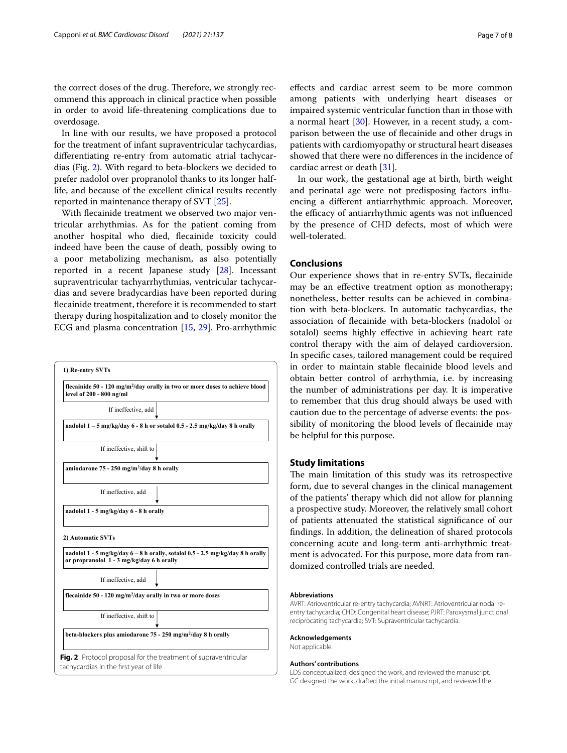the correct doses of the drug. Therefore, we strongly recommend this approach in clinical practice when possible in order to avoid life-threatening complications due to overdosage.

In line with our results, we have proposed a protocol for the treatment of infant supraventricular tachycardias, differentiating re-entry from automatic atrial tachycardias (Fig. 2). With regard to beta-blockers we decided to prefer nadolol over propranolol thanks to its longer half-life, and because of the excellent clinical results recently reported in maintenance therapy of SVT [25].

With flecainide treatment we observed two major ventricular arrhythmias. As for the patient coming from another hospital who died, flecainide toxicity could indeed have been the cause of death, possibly owing to a poor metabolizing mechanism, as also potentially reported in a recent Japanese study [28]. Incessant supraventricular tachyarrhythmias, ventricular tachycardias and severe bradycardias have been reported during flecainide treatment, therefore it is recommended to start therapy during hospitalization and to closely monitor the ECG and plasma concentration [15, 29]. Pro-arrhythmic effects and cardiac arrest seem to be more common among patients with underlying heart diseases or impaired systemic ventricular function than in those with a normal heart [30]. However, in a recent study, a comparison between the use of flecainide and other drugs in patients with cardiomyopathy or structural heart diseases showed that there were no differences in the incidence of cardiac arrest or death [31].

In our work, the gestational age at birth, birth weight and perinatal age were not predisposing factors influencing a different antiarrhythmic approach. Moreover, the efficacy of antiarrhythmic agents was not influenced by the presence of CHD defects, most of which were well-tolerated.

**1) Re-entry SVTs**

**flecainide 50 - 120 mg/m$^2$/day orally in two or more doses to achieve blood level of 200 - 800 ng/ml**

↓ If ineffective, add

**nadolol 1 – 5 mg/kg/day 6 - 8 h or sotalol 0.5 - 2.5 mg/kg/day 8 h orally**

↓ If ineffective, shift to

**amiodarone 75 - 250 mg/m$^2$/day 8 h orally**

↓ If ineffective, add

**nadolol 1 - 5 mg/kg/day 6 - 8 h orally**

**2) Automatic SVTs**

**nadolol 1 - 5 mg/kg/day 6 – 8 h orally, sotalol 0.5 - 2.5 mg/kg/day 8 h orally or propranolol 1 - 3 mg/kg/day 6 h orally**

↓ If ineffective, add

**flecainide 50 - 120 mg/m$^2$/day orally in two or more doses**

↓ If ineffective, shift to

**beta-blockers plus amiodarone 75 - 250 mg/m$^2$/day 8 h orally**

**Fig. 2** Protocol proposal for the treatment of supraventricular tachycardias in the first year of life

## Conclusions

Our experience shows that in re-entry SVTs, flecainide may be an effective treatment option as monotherapy; nonetheless, better results can be achieved in combination with beta-blockers. In automatic tachycardias, the association of flecainide with beta-blockers (nadolol or sotalol) seems highly effective in achieving heart rate control therapy with the aim of delayed cardioversion. In specific cases, tailored management could be required in order to maintain stable flecainide blood levels and obtain better control of arrhythmia, i.e. by increasing the number of administrations per day. It is imperative to remember that this drug should always be used with caution due to the percentage of adverse events: the possibility of monitoring the blood levels of flecainide may be helpful for this purpose.

## Study limitations

The main limitation of this study was its retrospective form, due to several changes in the clinical management of the patients' therapy which did not allow for planning a prospective study. Moreover, the relatively small cohort of patients attenuated the statistical significance of our findings. In addition, the delineation of shared protocols concerning acute and long-term anti-arrhythmic treatment is advocated. For this purpose, more data from randomized controlled trials are needed.

### Abbreviations

AVRT: Atrioventricular re-entry tachycardia; AVNRT: Atrioventricular nodal re-entry tachycardia; CHD: Congenital heart disease; PJRT: Paroxysmal junctional reciprocating tachycardia; SVT: Supraventricular tachycardia.

### Acknowledgements

Not applicable.

### Authors' contributions

LDS conceptualized, designed the work, and reviewed the manuscript. GC designed the work, drafted the initial manuscript, and reviewed the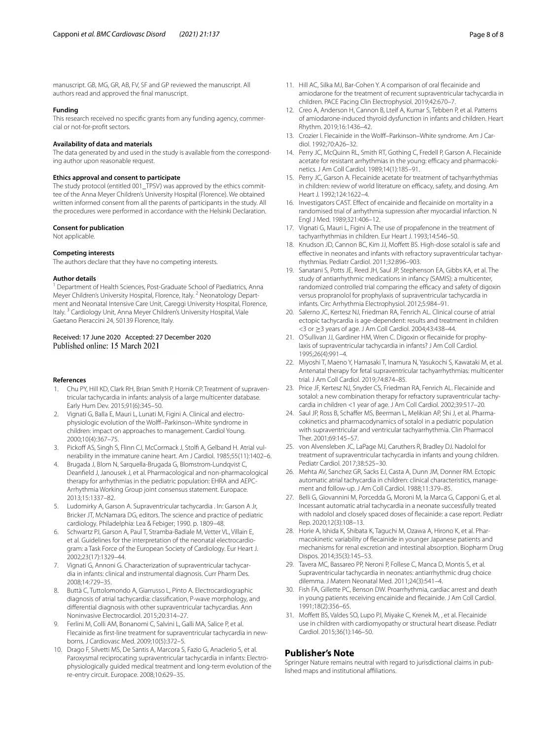manuscript. GB, MG, GR, AB, FV, SF and GP reviewed the manuscript. All authors read and approved the final manuscript.

#### Funding

This research received no specific grants from any funding agency, commercial or not-for-profit sectors.

#### Availability of data and materials

The data generated by and used in the study is available from the corresponding author upon reasonable request.

#### Ethics approval and consent to participate

The study protocol (entitled 001_TPSV) was approved by the ethics committee of the Anna Meyer Children's University Hospital (Florence). We obtained written informed consent from all the parents of participants in the study. All the procedures were performed in accordance with the Helsinki Declaration.

#### Consent for publication

Not applicable.

#### Competing interests

The authors declare that they have no competing interests.

#### Author details

[1] Department of Health Sciences, Post-Graduate School of Paediatrics, Anna Meyer Children's University Hospital, Florence, Italy. [2] Neonatology Department and Neonatal Intensive Care Unit, Careggi University Hospital, Florence, Italy. [3] Cardiology Unit, Anna Meyer Children's University Hospital, Viale Gaetano Pieraccini 24, 50139 Florence, Italy.

Received: 17 June 2020 Accepted: 27 December 2020
Published online: 15 March 2021

#### References

1. Chu PY, Hill KD, Clark RH, Brian Smith P, Hornik CP. Treatment of supraventricular tachycardia in infants: analysis of a large multicenter database. Early Hum Dev. 2015;91(6):345–50.
2. Vignati G, Balla E, Mauri L, Lunati M, Figini A. Clinical and electrophysiologic evolution of the Wolff–Parkinson–White syndrome in children: impact on approaches to management. Cardiol Young. 2000;10(4):367–75.
3. Pickoff AS, Singh S, Flinn CJ, McCormack J, Stolfi A, Gelband H. Atrial vulnerability in the immature canine heart. Am J Cardiol. 1985;55(11):1402–6.
4. Brugada J, Blom N, Sarquella-Brugada G, Blomstrom-Lundqvist C, Deanfield J, Janousek J, et al. Pharmacological and non-pharmacological therapy for arrhythmias in the pediatric population: EHRA and AEPC-Arrhythmia Working Group joint consensus statement. Europace. 2013;15:1337–82.
5. Ludomirky A, Garson A. Supraventricular tachycardia . In: Garson A Jr, Bricker JT, McNamara DG, editors. The science and practice of pediatric cardiology. Philadelphia: Lea & Febiger; 1990. p. 1809–48.
6. Schwartz PJ, Garson A, Paul T, Stramba-Badiale M, Vetter VL, Villain E, et al. Guidelines for the interpretation of the neonatal electrocardiogram: a Task Force of the European Society of Cardiology. Eur Heart J. 2002;23(17):1329–44.
7. Vignati G, Annoni G. Characterization of supraventricular tachycardia in infants: clinical and instrumental diagnosis. Curr Pharm Des. 2008;14:729–35.
8. Buttà C, Tuttolomondo A, Giarrusso L, Pinto A. Electrocardiographic diagnosis of atrial tachycardia: classification, P-wave morphology, and differential diagnosis with other supraventricular tachycardias. Ann Noninvasive Electrocardiol. 2015;20:314–27.
9. Ferlini M, Colli AM, Bonanomi C, Salvini L, Galli MA, Salice P, et al. Flecainide as first-line treatment for supraventricular tachycardia in newborns. J Cardiovasc Med. 2009;10(5):372–5.
10. Drago F, Silvetti MS, De Santis A, Marcora S, Fazio G, Anaclerio S, et al. Paroxysmal reciprocating supraventricular tachycardia in infants: Electrophysiologically guided medical treatment and long-term evolution of the re-entry circuit. Europace. 2008;10:629–35.
11. Hill AC, Silka MJ, Bar-Cohen Y. A comparison of oral flecainide and amiodarone for the treatment of recurrent supraventricular tachycardia in children. PACE Pacing Clin Electrophysiol. 2019;42:670–7.
12. Creo A, Anderson H, Cannon B, Lteif A, Kumar S, Tebben P, et al. Patterns of amiodarone-induced thyroid dysfunction in infants and children. Heart Rhythm. 2019;16:1436–42.
13. Crozier I. Flecainide in the Wolff–Parkinson–White syndrome. Am J Cardiol. 1992;70:A26–32.
14. Perry JC, McQuinn RL, Smith RT, Gothing C, Fredell P, Garson A. Flecainide acetate for resistant arrhythmias in the young: efficacy and pharmacokinetics. J Am Coll Cardiol. 1989;14(1):185–91.
15. Perry JC, Garson A. Flecainide acetate for treatment of tachyarrhythmias in children: review of world literature on efficacy, safety, and dosing. Am Heart J. 1992;124:1622–4.
16. Investigators CAST. Effect of encainide and flecainide on mortality in a randomised trial of arrhythmia supression after myocardial infarction. N Engl J Med. 1989;321:406–12.
17. Vignati G, Mauri L, Figini A. The use of propafenone in the treatment of tachyarrhythmias in children. Eur Heart J. 1993;14:546–50.
18. Knudson JD, Cannon BC, Kim JJ, Moffett BS. High-dose sotalol is safe and effective in neonates and infants with refractory supraventricular tachyarrhythmias. Pediatr Cardiol. 2011;32:896–903.
19. Sanatani S, Potts JE, Reed JH, Saul JP, Stephenson EA, Gibbs KA, et al. The study of antiarrhythmic medications in infancy (SAMIS): a multicenter, randomized controlled trial comparing the efficacy and safety of digoxin versus propranolol for prophylaxis of supraventricular tachycardia in infants. Circ Arrhythmia Electrophysiol. 2012;5:984–91.
20. Salerno JC, Kertesz NJ, Friedman RA, Fenrich AL. Clinical course of atrial ectopic tachycardia is age-dependent: results and treatment in children <3 or ≥3 years of age. J Am Coll Cardiol. 2004;43:438–44.
21. O'Sullivan JJ, Gardiner HM, Wren C. Digoxin or flecainide for prophylaxis of supraventricular tachycardia in infants? J Am Coll Cardiol. 1995;26(4):991–4.
22. Miyoshi T, Maeno Y, Hamasaki T, Inamura N, Yasukochi S, Kawataki M, et al. Antenatal therapy for fetal supraventricular tachyarrhythmias: multicenter trial. J Am Coll Cardiol. 2019;74:874–85.
23. Price JF, Kertesz NJ, Snyder CS, Friedman RA, Fenrich AL. Flecainide and sotalol: a new combination therapy for refractory supraventricular tachycardia in children <1 year of age. J Am Coll Cardiol. 2002;39:517–20.
24. Saul JP, Ross B, Schaffer MS, Beerman L, Melikian AP, Shi J, et al. Pharmacokinetics and pharmacodynamics of sotalol in a pediatric population with supraventricular and ventricular tachyarrhythmia. Clin Pharmacol Ther. 2001;69:145–57.
25. von Alvensleben JC, LaPage MJ, Caruthers R, Bradley DJ. Nadolol for treatment of supraventricular tachycardia in infants and young children. Pediatr Cardiol. 2017;38:525–30.
26. Mehta AV, Sanchez GR, Sacks EJ, Casta A, Dunn JM, Donner RM. Ectopic automatic atrial tachycardia in children: clinical characteristics, management and follow-up. J Am Coll Cardiol. 1988;11:379–85.
27. Belli G, Giovannini M, Porcedda G, Moroni M, la Marca G, Capponi G, et al. Incessant automatic atrial tachycardia in a neonate successfully treated with nadolol and closely spaced doses of flecainide: a case report. Pediatr Rep. 2020;12(3):108–13.
28. Horie A, Ishida K, Shibata K, Taguchi M, Ozawa A, Hirono K, et al. Pharmacokinetic variability of flecainide in younger Japanese patients and mechanisms for renal excretion and intestinal absorption. Biopharm Drug Dispos. 2014;35(3):145–53.
29. Tavera MC, Bassareo PP, Neroni P, Follese C, Manca D, Montis S, et al. Supraventricular tachycardia in neonates: antiarrhythmic drug choice dilemma. J Matern Neonatal Med. 2011;24(3):541–4.
30. Fish FA, Gillette PC, Benson DW. Proarrhythmia, cardiac arrest and death in young patients receiving encainide and flecainide. J Am Coll Cardiol. 1991;18(2):356–65.
31. Moffett BS, Valdes SO, Lupo PJ, Miyake C, Krenek M, , et al. Flecainide use in children with cardiomyopathy or structural heart disease. Pediatr Cardiol. 2015;36(1):146–50.

## Publisher's Note

Springer Nature remains neutral with regard to jurisdictional claims in published maps and institutional affiliations.